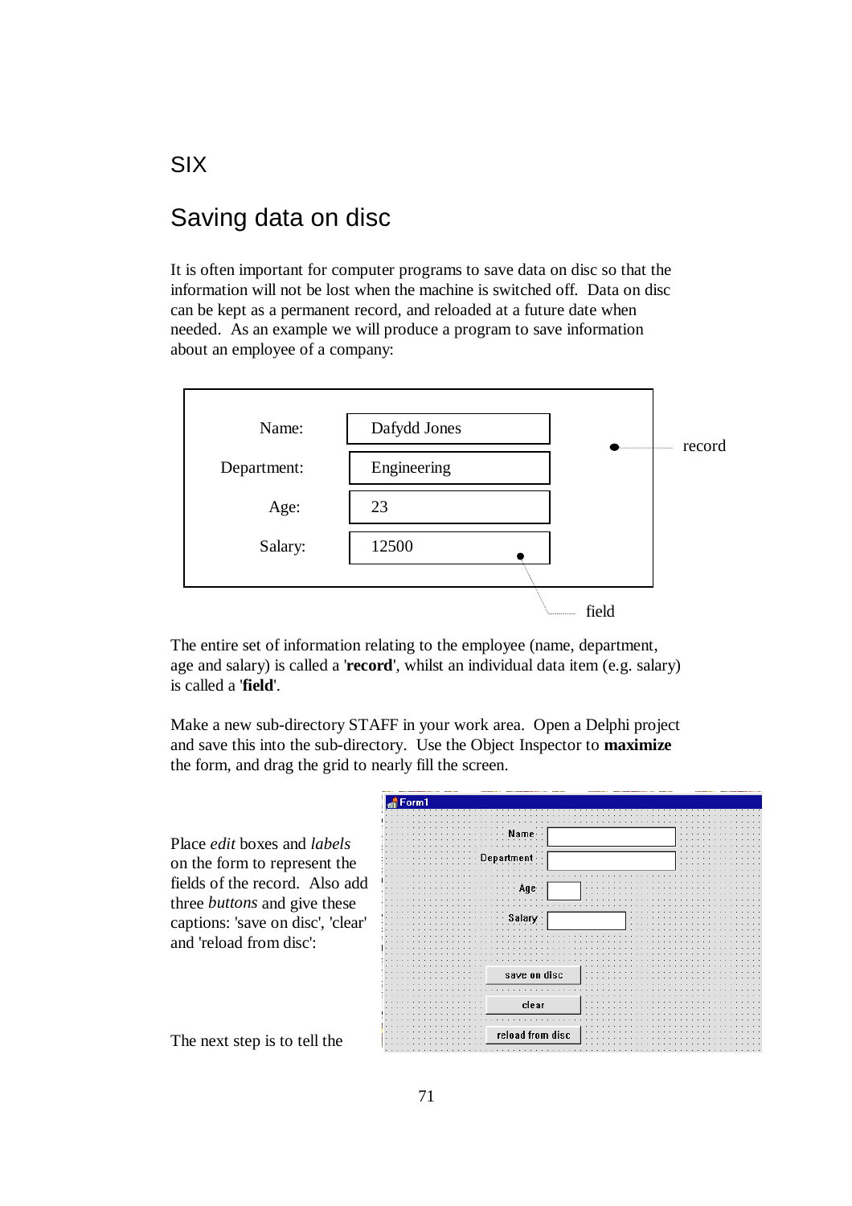# SIX

## Saving data on disc

It is often important for computer programs to save data on disc so that the information will not be lost when the machine is switched off. Data on disc can be kept as a permanent record, and reloaded at a future date when needed. As an example we will produce a program to save information about an employee of a company:

| | |
|---|---|
| Name: | Dafydd Jones |
| Department: | Engineering |
| Age: | 23 |
| Salary: | 12500 |

record

field

The entire set of information relating to the employee (name, department, age and salary) is called a '**record**', whilst an individual data item (e.g. salary) is called a '**field**'.

Make a new sub-directory STAFF in your work area. Open a Delphi project and save this into the sub-directory. Use the Object Inspector to **maximize** the form, and drag the grid to nearly fill the screen.

Place *edit* boxes and *labels* on the form to represent the fields of the record. Also add three *buttons* and give these captions: 'save on disc', 'clear' and 'reload from disc':

Form1

Name

Department

Age

Salary

save on disc

clear

reload from disc

The next step is to tell the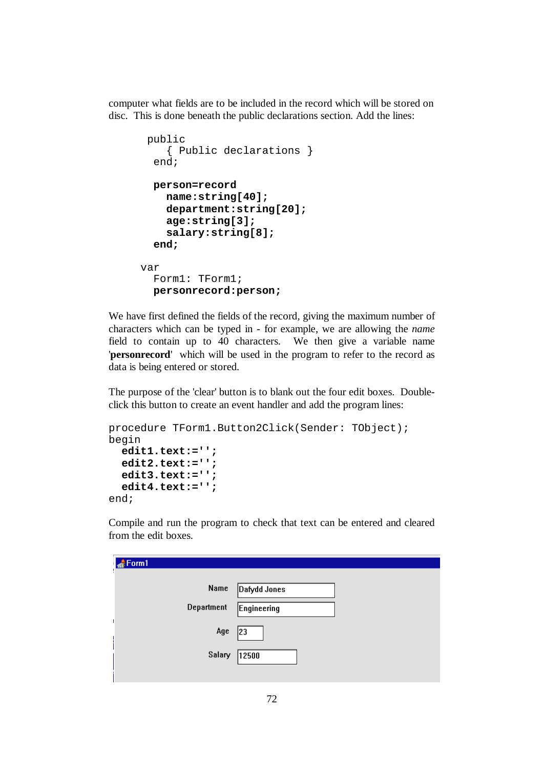computer what fields are to be included in the record which will be stored on disc. This is done beneath the public declarations section. Add the lines:

```
  public
    { Public declarations }
  end;

  person=record
    name:string[40];
    department:string[20];
    age:string[3];
    salary:string[8];
  end;

var
  Form1: TForm1;
  personrecord:person;
```

We have first defined the fields of the record, giving the maximum number of characters which can be typed in - for example, we are allowing the *name* field to contain up to 40 characters. We then give a variable name '**personrecord**' which will be used in the program to refer to the record as data is being entered or stored.

The purpose of the 'clear' button is to blank out the four edit boxes. Double-click this button to create an event handler and add the program lines:

```
procedure TForm1.Button2Click(Sender: TObject);
begin
  edit1.text:='';
  edit2.text:='';
  edit3.text:='';
  edit4.text:='';
end;
```

Compile and run the program to check that text can be entered and cleared from the edit boxes.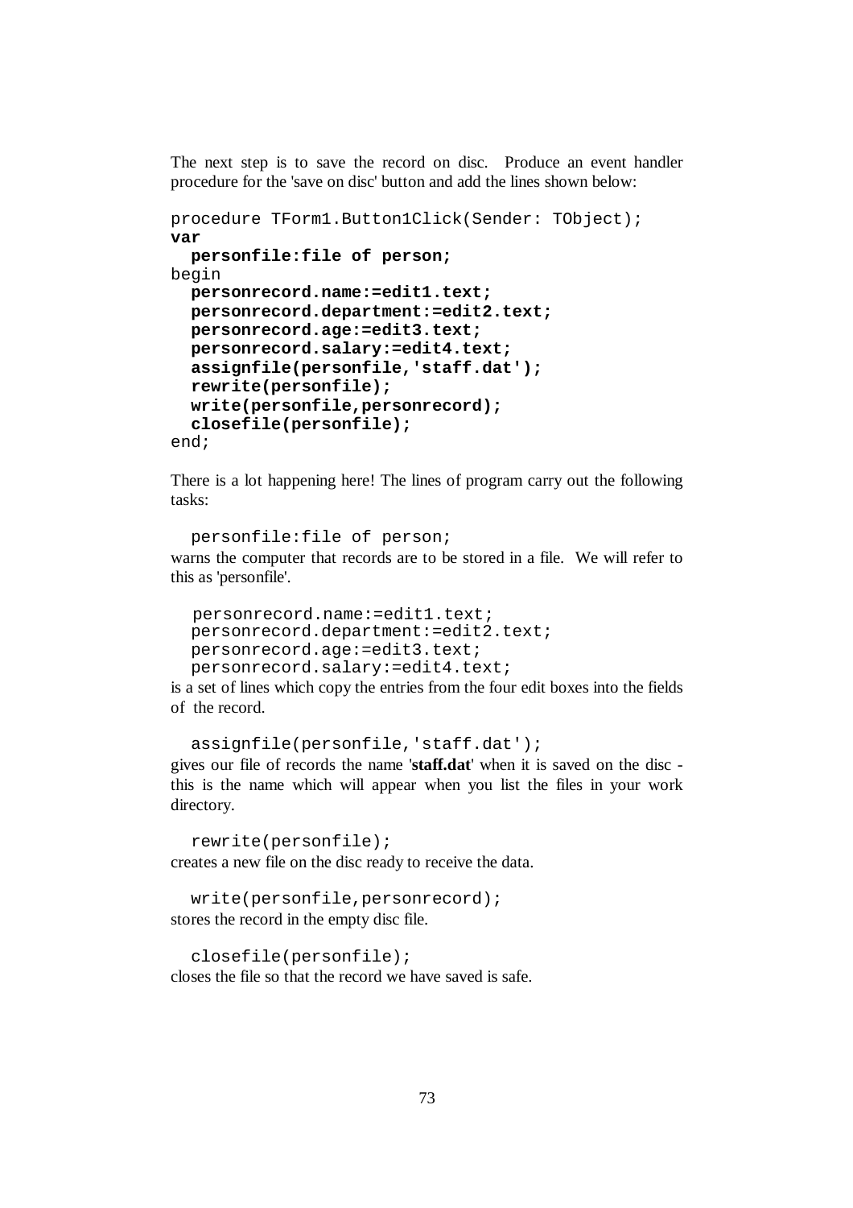The next step is to save the record on disc. Produce an event handler procedure for the 'save on disc' button and add the lines shown below:

```
procedure TForm1.Button1Click(Sender: TObject);
var
  personfile:file of person;
begin
  personrecord.name:=edit1.text;
  personrecord.department:=edit2.text;
  personrecord.age:=edit3.text;
  personrecord.salary:=edit4.text;
  assignfile(personfile,'staff.dat');
  rewrite(personfile);
  write(personfile,personrecord);
  closefile(personfile);
end;
```

There is a lot happening here! The lines of program carry out the following tasks:

```
  personfile:file of person;
```

warns the computer that records are to be stored in a file. We will refer to this as 'personfile'.

```
  personrecord.name:=edit1.text;
  personrecord.department:=edit2.text;
  personrecord.age:=edit3.text;
  personrecord.salary:=edit4.text;
```

is a set of lines which copy the entries from the four edit boxes into the fields of the record.

```
  assignfile(personfile,'staff.dat');
```

gives our file of records the name '**staff.dat**' when it is saved on the disc - this is the name which will appear when you list the files in your work directory.

```
  rewrite(personfile);
```

creates a new file on the disc ready to receive the data.

```
  write(personfile,personrecord);
```

stores the record in the empty disc file.

```
  closefile(personfile);
```

closes the file so that the record we have saved is safe.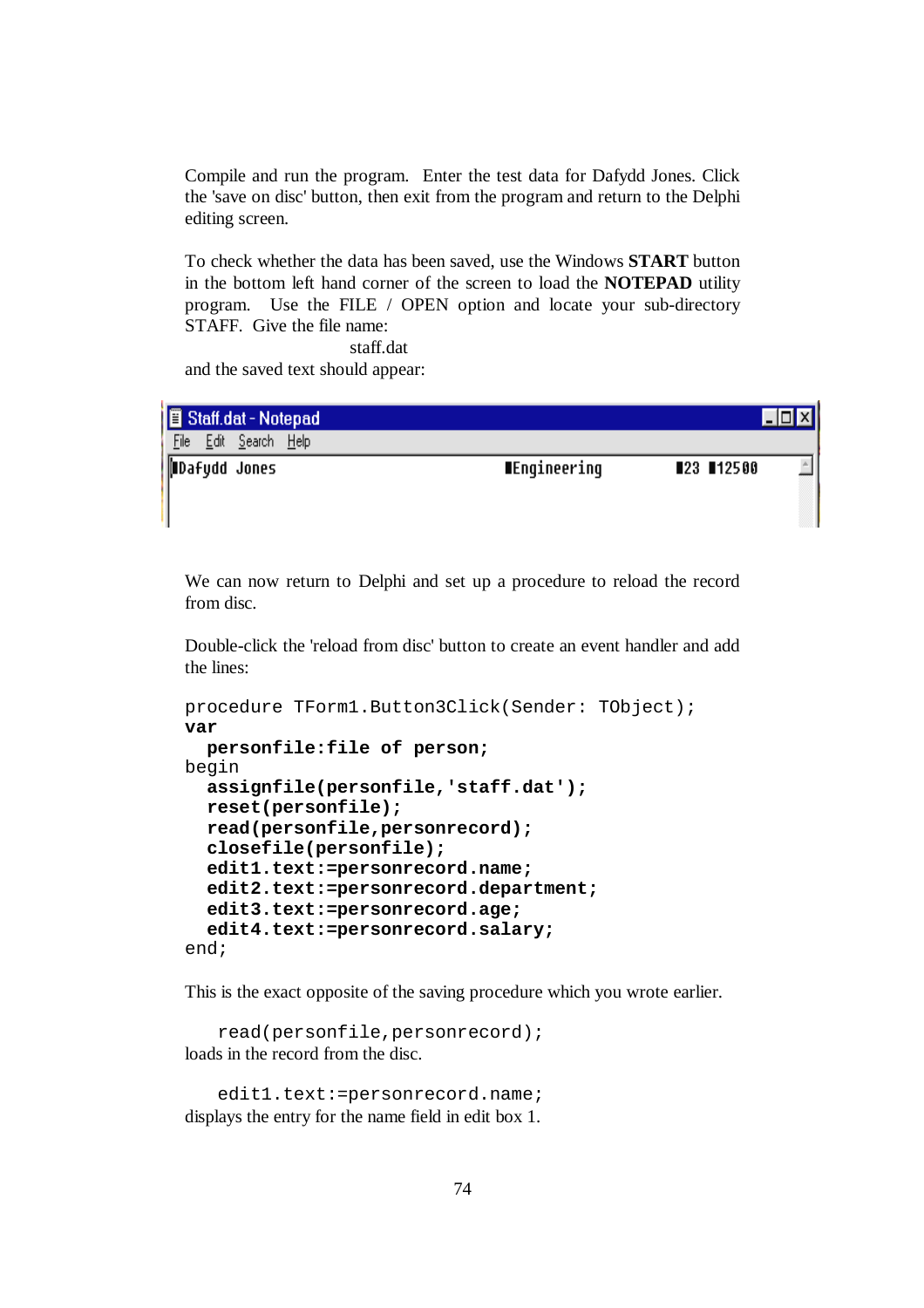Compile and run the program. Enter the test data for Dafydd Jones. Click the 'save on disc' button, then exit from the program and return to the Delphi editing screen.

To check whether the data has been saved, use the Windows **START** button in the bottom left hand corner of the screen to load the **NOTEPAD** utility program. Use the FILE / OPEN option and locate your sub-directory STAFF. Give the file name:

staff.dat

and the saved text should appear:

```
Staff.dat - Notepad
File  Edit  Search  Help
▮Dafydd Jones                    ▮Engineering        ▮23 ▮12500
```

We can now return to Delphi and set up a procedure to reload the record from disc.

Double-click the 'reload from disc' button to create an event handler and add the lines:

```
procedure TForm1.Button3Click(Sender: TObject);
var
  personfile:file of person;
begin
  assignfile(personfile,'staff.dat');
  reset(personfile);
  read(personfile,personrecord);
  closefile(personfile);
  edit1.text:=personrecord.name;
  edit2.text:=personrecord.department;
  edit3.text:=personrecord.age;
  edit4.text:=personrecord.salary;
end;
```

This is the exact opposite of the saving procedure which you wrote earlier.

```
read(personfile,personrecord);
```

loads in the record from the disc.

```
edit1.text:=personrecord.name;
```

displays the entry for the name field in edit box 1.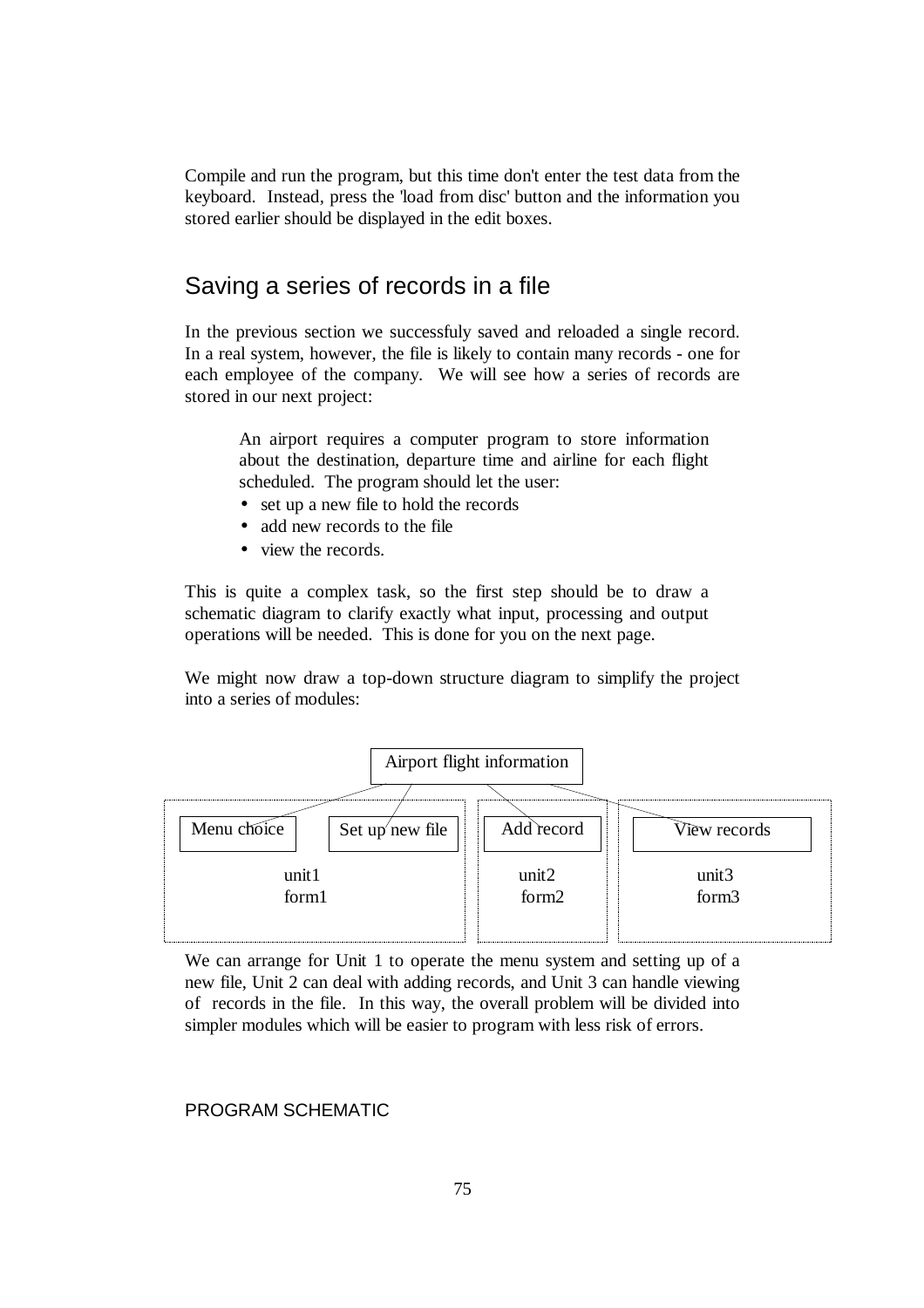Compile and run the program, but this time don't enter the test data from the keyboard. Instead, press the 'load from disc' button and the information you stored earlier should be displayed in the edit boxes.

## Saving a series of records in a file

In the previous section we successfuly saved and reloaded a single record. In a real system, however, the file is likely to contain many records - one for each employee of the company. We will see how a series of records are stored in our next project:

> An airport requires a computer program to store information about the destination, departure time and airline for each flight scheduled. The program should let the user:
>
> - set up a new file to hold the records
> - add new records to the file
> - view the records.

This is quite a complex task, so the first step should be to draw a schematic diagram to clarify exactly what input, processing and output operations will be needed. This is done for you on the next page.

We might now draw a top-down structure diagram to simplify the project into a series of modules:

Airport flight information

| Menu choice | Set up new file | Add record | View records |
|---|---|---|---|
| unit1 | | unit2 | unit3 |
| form1 | | form2 | form3 |

We can arrange for Unit 1 to operate the menu system and setting up of a new file, Unit 2 can deal with adding records, and Unit 3 can handle viewing of records in the file. In this way, the overall problem will be divided into simpler modules which will be easier to program with less risk of errors.

PROGRAM SCHEMATIC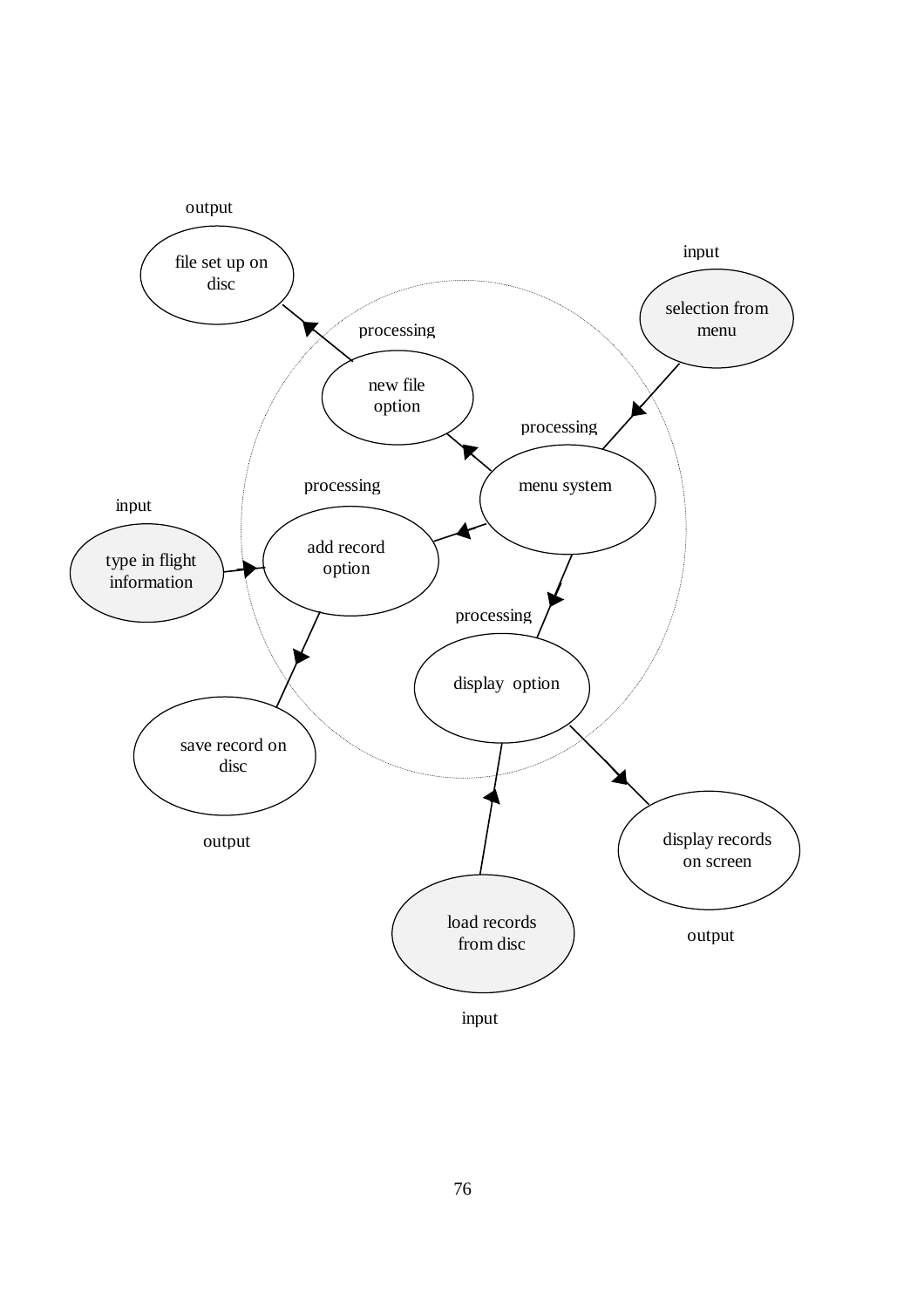output

file set up on disc

input

selection from menu

processing

new file option

processing

menu system

processing

add record option

input

type in flight information

processing

display option

save record on disc

output

display records on screen

output

load records from disc

input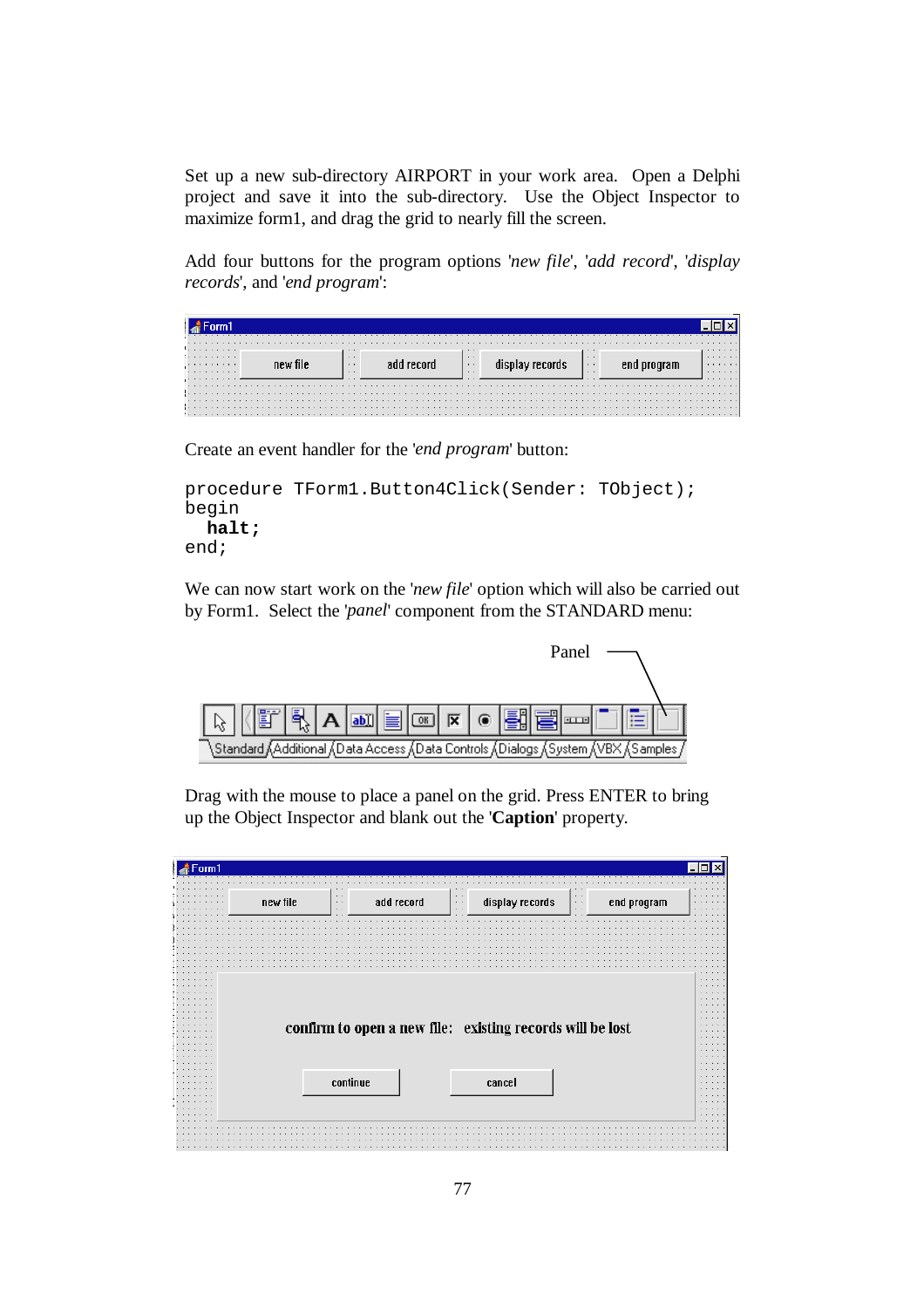Set up a new sub-directory AIRPORT in your work area. Open a Delphi project and save it into the sub-directory. Use the Object Inspector to maximize form1, and drag the grid to nearly fill the screen.

Add four buttons for the program options '*new file*', '*add record*', '*display records*', and '*end program*':

Create an event handler for the '*end program*' button:

```
procedure TForm1.Button4Click(Sender: TObject);
begin
  halt;
end;
```

We can now start work on the '*new file*' option which will also be carried out by Form1. Select the '*panel*' component from the STANDARD menu:

Drag with the mouse to place a panel on the grid. Press ENTER to bring up the Object Inspector and blank out the '**Caption**' property.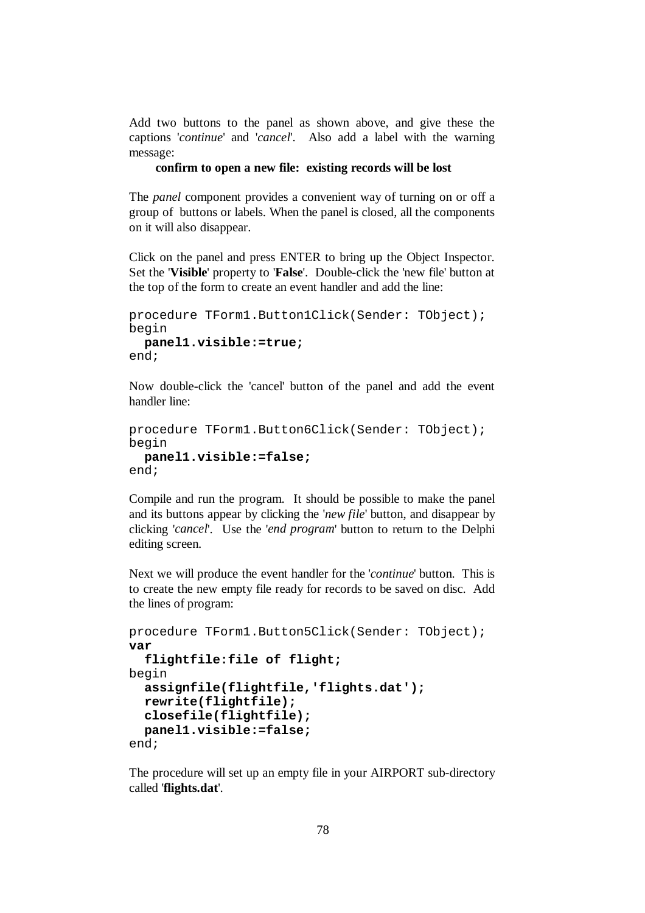Add two buttons to the panel as shown above, and give these the captions '*continue*' and '*cancel*'. Also add a label with the warning message:

**confirm to open a new file: existing records will be lost**

The *panel* component provides a convenient way of turning on or off a group of buttons or labels. When the panel is closed, all the components on it will also disappear.

Click on the panel and press ENTER to bring up the Object Inspector. Set the '**Visible**' property to '**False**'. Double-click the 'new file' button at the top of the form to create an event handler and add the line:

```
procedure TForm1.Button1Click(Sender: TObject);
begin
  panel1.visible:=true;
end;
```

Now double-click the 'cancel' button of the panel and add the event handler line:

```
procedure TForm1.Button6Click(Sender: TObject);
begin
  panel1.visible:=false;
end;
```

Compile and run the program. It should be possible to make the panel and its buttons appear by clicking the '*new file*' button, and disappear by clicking '*cancel*'. Use the '*end program*' button to return to the Delphi editing screen.

Next we will produce the event handler for the '*continue*' button. This is to create the new empty file ready for records to be saved on disc. Add the lines of program:

```
procedure TForm1.Button5Click(Sender: TObject);
var
  flightfile:file of flight;
begin
  assignfile(flightfile,'flights.dat');
  rewrite(flightfile);
  closefile(flightfile);
  panel1.visible:=false;
end;
```

The procedure will set up an empty file in your AIRPORT sub-directory called '**flights.dat**'.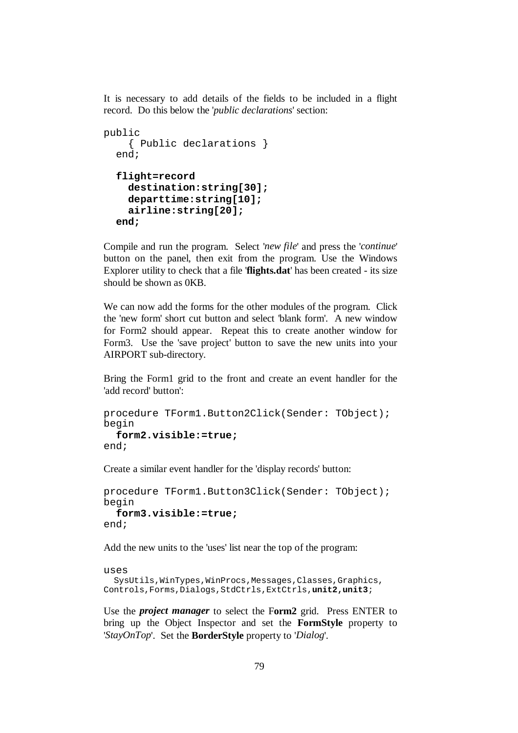It is necessary to add details of the fields to be included in a flight record. Do this below the '*public declarations*' section:

```
public
    { Public declarations }
  end;

  flight=record
    destination:string[30];
    departtime:string[10];
    airline:string[20];
  end;
```

Compile and run the program. Select '*new file*' and press the '*continue*' button on the panel, then exit from the program. Use the Windows Explorer utility to check that a file '**flights.dat**' has been created - its size should be shown as 0KB.

We can now add the forms for the other modules of the program. Click the 'new form' short cut button and select 'blank form'. A new window for Form2 should appear. Repeat this to create another window for Form3. Use the 'save project' button to save the new units into your AIRPORT sub-directory.

Bring the Form1 grid to the front and create an event handler for the 'add record' button':

```
procedure TForm1.Button2Click(Sender: TObject);
begin
  form2.visible:=true;
end;
```

Create a similar event handler for the 'display records' button:

```
procedure TForm1.Button3Click(Sender: TObject);
begin
  form3.visible:=true;
end;
```

Add the new units to the 'uses' list near the top of the program:

```
uses
  SysUtils,WinTypes,WinProcs,Messages,Classes,Graphics,
Controls,Forms,Dialogs,StdCtrls,ExtCtrls,unit2,unit3;
```

Use the ***project manager*** to select the F**orm2** grid. Press ENTER to bring up the Object Inspector and set the **FormStyle** property to '*StayOnTop*'. Set the **BorderStyle** property to '*Dialog*'.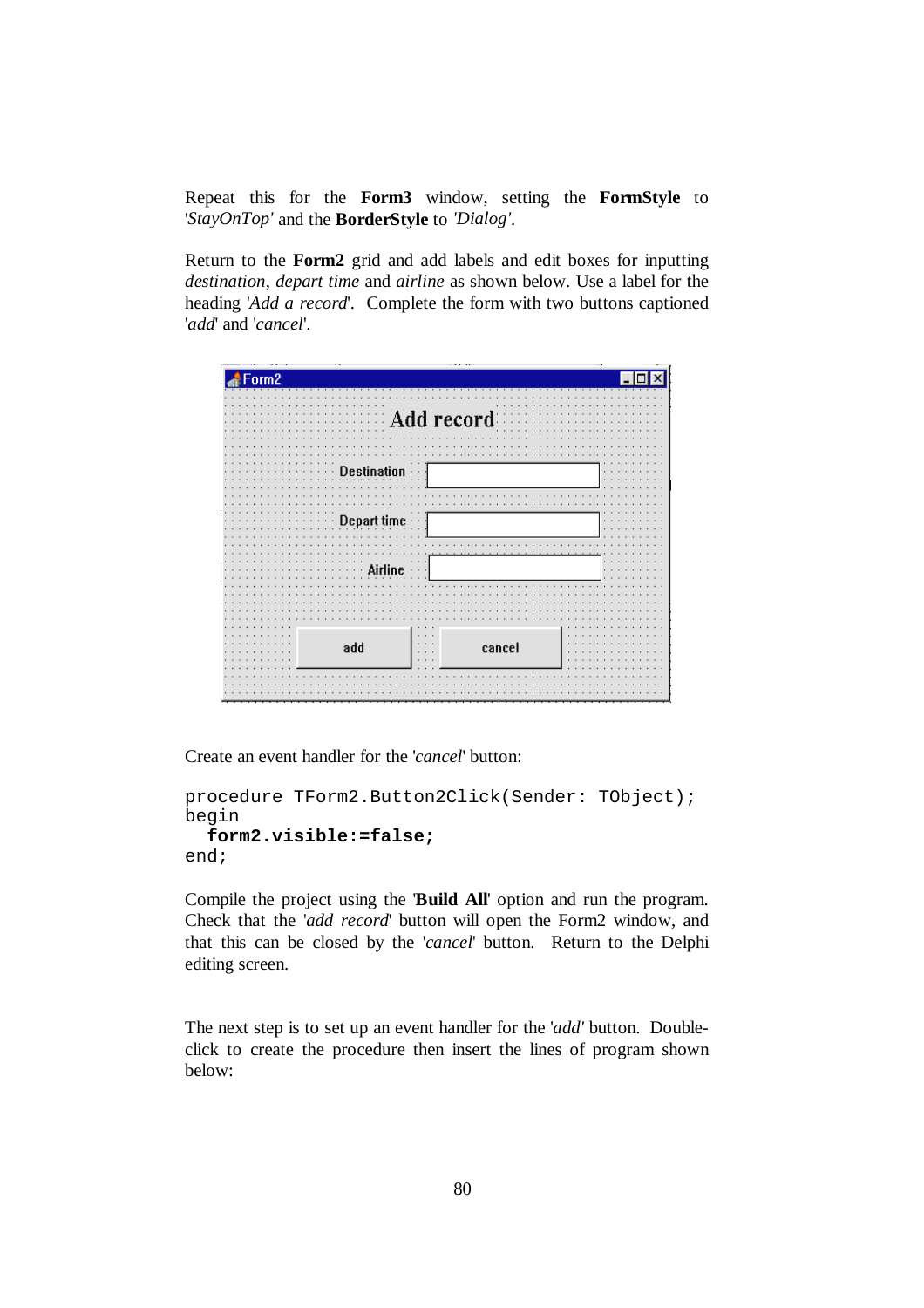Repeat this for the **Form3** window, setting the **FormStyle** to '*StayOnTop'* and the **BorderStyle** to *'Dialog'*.

Return to the **Form2** grid and add labels and edit boxes for inputting *destination*, *depart time* and *airline* as shown below. Use a label for the heading '*Add a record*'. Complete the form with two buttons captioned '*add*' and '*cancel*'.

Create an event handler for the '*cancel*' button:

```
procedure TForm2.Button2Click(Sender: TObject);
begin
  form2.visible:=false;
end;
```

Compile the project using the '**Build All**' option and run the program. Check that the '*add record*' button will open the Form2 window, and that this can be closed by the '*cancel*' button. Return to the Delphi editing screen.

The next step is to set up an event handler for the '*add'* button. Double-click to create the procedure then insert the lines of program shown below: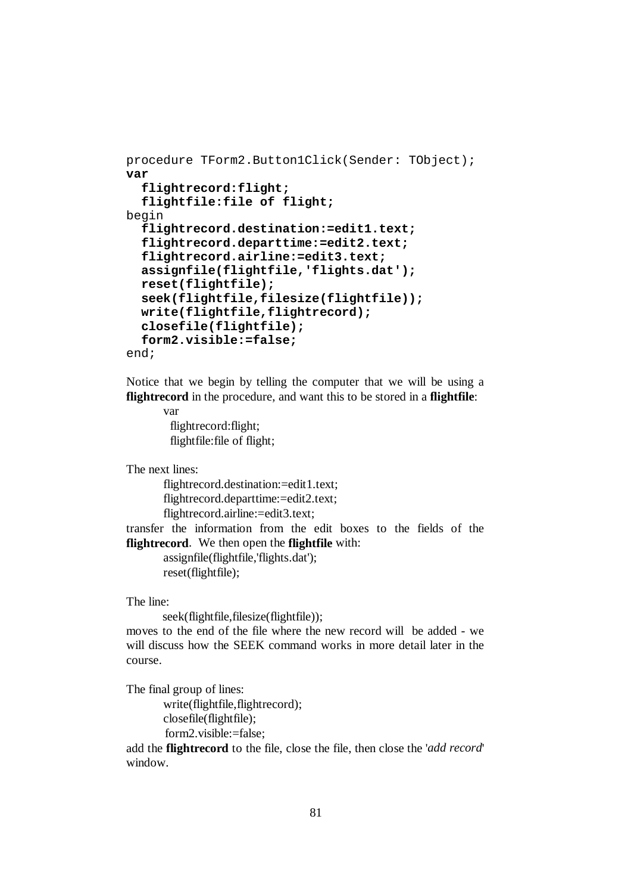```
procedure TForm2.Button1Click(Sender: TObject);
var
  flightrecord:flight;
  flightfile:file of flight;
begin
  flightrecord.destination:=edit1.text;
  flightrecord.departtime:=edit2.text;
  flightrecord.airline:=edit3.text;
  assignfile(flightfile,'flights.dat');
  reset(flightfile);
  seek(flightfile,filesize(flightfile));
  write(flightfile,flightrecord);
  closefile(flightfile);
  form2.visible:=false;
end;
```

Notice that we begin by telling the computer that we will be using a **flightrecord** in the procedure, and want this to be stored in a **flightfile**:

```
var
  flightrecord:flight;
  flightfile:file of flight;
```

The next lines:

```
flightrecord.destination:=edit1.text;
flightrecord.departtime:=edit2.text;
flightrecord.airline:=edit3.text;
```

transfer the information from the edit boxes to the fields of the **flightrecord**. We then open the **flightfile** with:

```
assignfile(flightfile,'flights.dat');
reset(flightfile);
```

The line:

```
seek(flightfile,filesize(flightfile));
```

moves to the end of the file where the new record will be added - we will discuss how the SEEK command works in more detail later in the course.

The final group of lines:

```
write(flightfile,flightrecord);
closefile(flightfile);
form2.visible:=false;
```

add the **flightrecord** to the file, close the file, then close the '*add record*' window.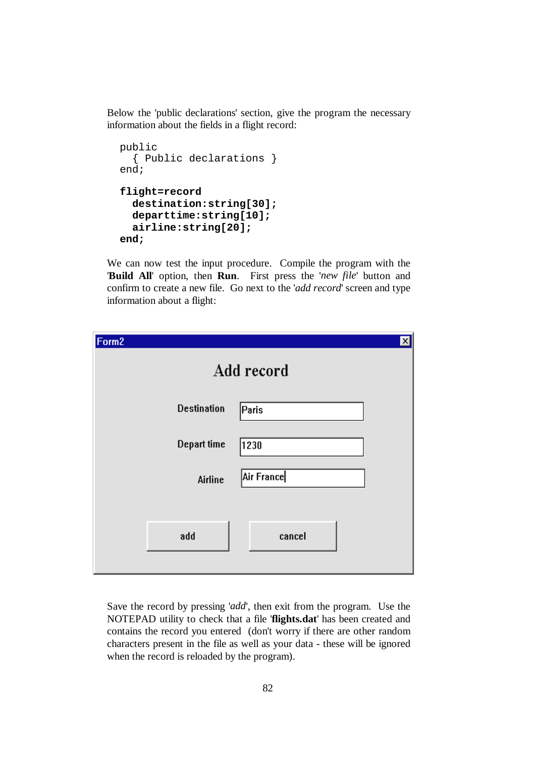Below the 'public declarations' section, give the program the necessary information about the fields in a flight record:

```
public
  { Public declarations }
end;

flight=record
  destination:string[30];
  departtime:string[10];
  airline:string[20];
end;
```

We can now test the input procedure. Compile the program with the '**Build All**' option, then **Run**. First press the '*new file*' button and confirm to create a new file. Go next to the '*add record*' screen and type information about a flight:

Save the record by pressing '*add*', then exit from the program. Use the NOTEPAD utility to check that a file '**flights.dat**' has been created and contains the record you entered (don't worry if there are other random characters present in the file as well as your data - these will be ignored when the record is reloaded by the program).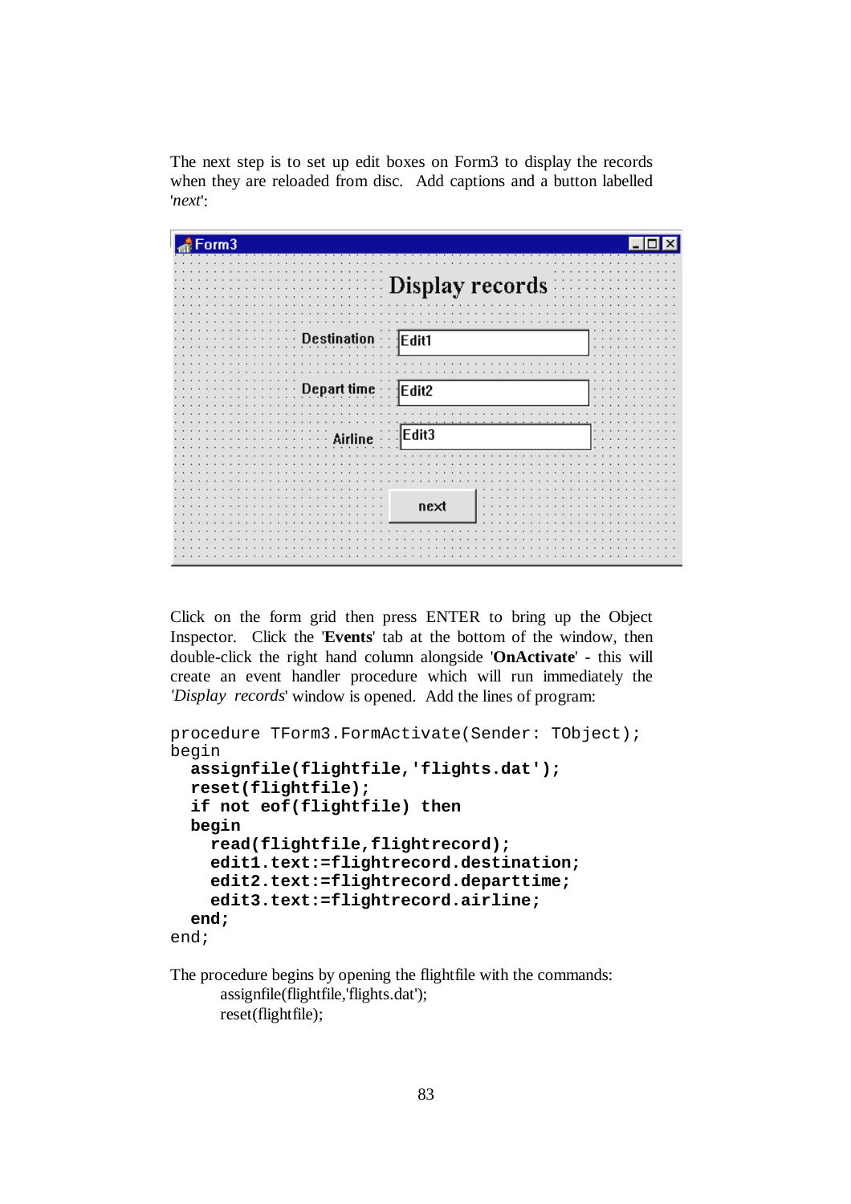The next step is to set up edit boxes on Form3 to display the records when they are reloaded from disc.  Add captions and a button labelled '*next*':

Click on the form grid then press ENTER to bring up the Object Inspector.  Click the '**Events**' tab at the bottom of the window, then double-click the right hand column alongside '**OnActivate**' - this will create an event handler procedure which will run immediately the *'Display records*' window is opened.  Add the lines of program:

```
procedure TForm3.FormActivate(Sender: TObject);
begin
  assignfile(flightfile,'flights.dat');
  reset(flightfile);
  if not eof(flightfile) then
  begin
    read(flightfile,flightrecord);
    edit1.text:=flightrecord.destination;
    edit2.text:=flightrecord.departtime;
    edit3.text:=flightrecord.airline;
  end;
end;
```

The procedure begins by opening the flightfile with the commands:

```
assignfile(flightfile,'flights.dat');
reset(flightfile);
```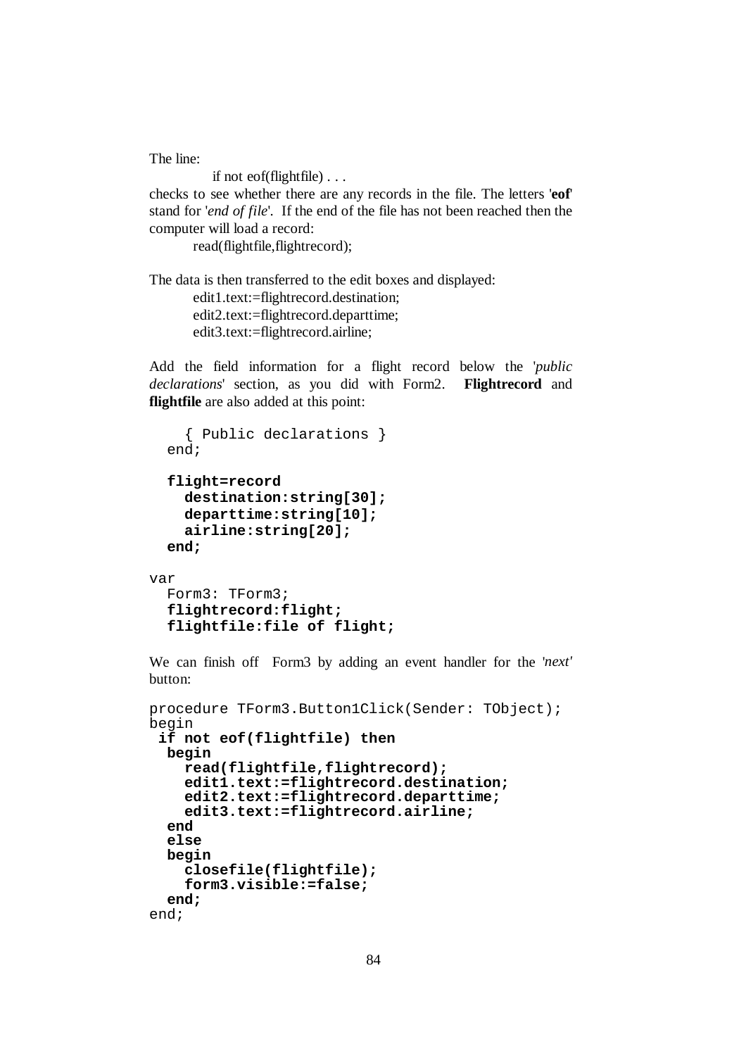The line:

    if not eof(flightfile) . . .

checks to see whether there are any records in the file. The letters '**eof**' stand for '*end of file*'. If the end of the file has not been reached then the computer will load a record:

    read(flightfile,flightrecord);

The data is then transferred to the edit boxes and displayed:

    edit1.text:=flightrecord.destination;
    edit2.text:=flightrecord.departtime;
    edit3.text:=flightrecord.airline;

Add the field information for a flight record below the '*public declarations*' section, as you did with Form2. **Flightrecord** and **flightfile** are also added at this point:

```
    { Public declarations }
  end;

  flight=record
    destination:string[30];
    departtime:string[10];
    airline:string[20];
  end;

var
  Form3: TForm3;
  flightrecord:flight;
  flightfile:file of flight;
```

We can finish off Form3 by adding an event handler for the '*next*' button:

```
procedure TForm3.Button1Click(Sender: TObject);
begin
 if not eof(flightfile) then
  begin
    read(flightfile,flightrecord);
    edit1.text:=flightrecord.destination;
    edit2.text:=flightrecord.departtime;
    edit3.text:=flightrecord.airline;
  end
  else
  begin
    closefile(flightfile);
    form3.visible:=false;
  end;
end;
```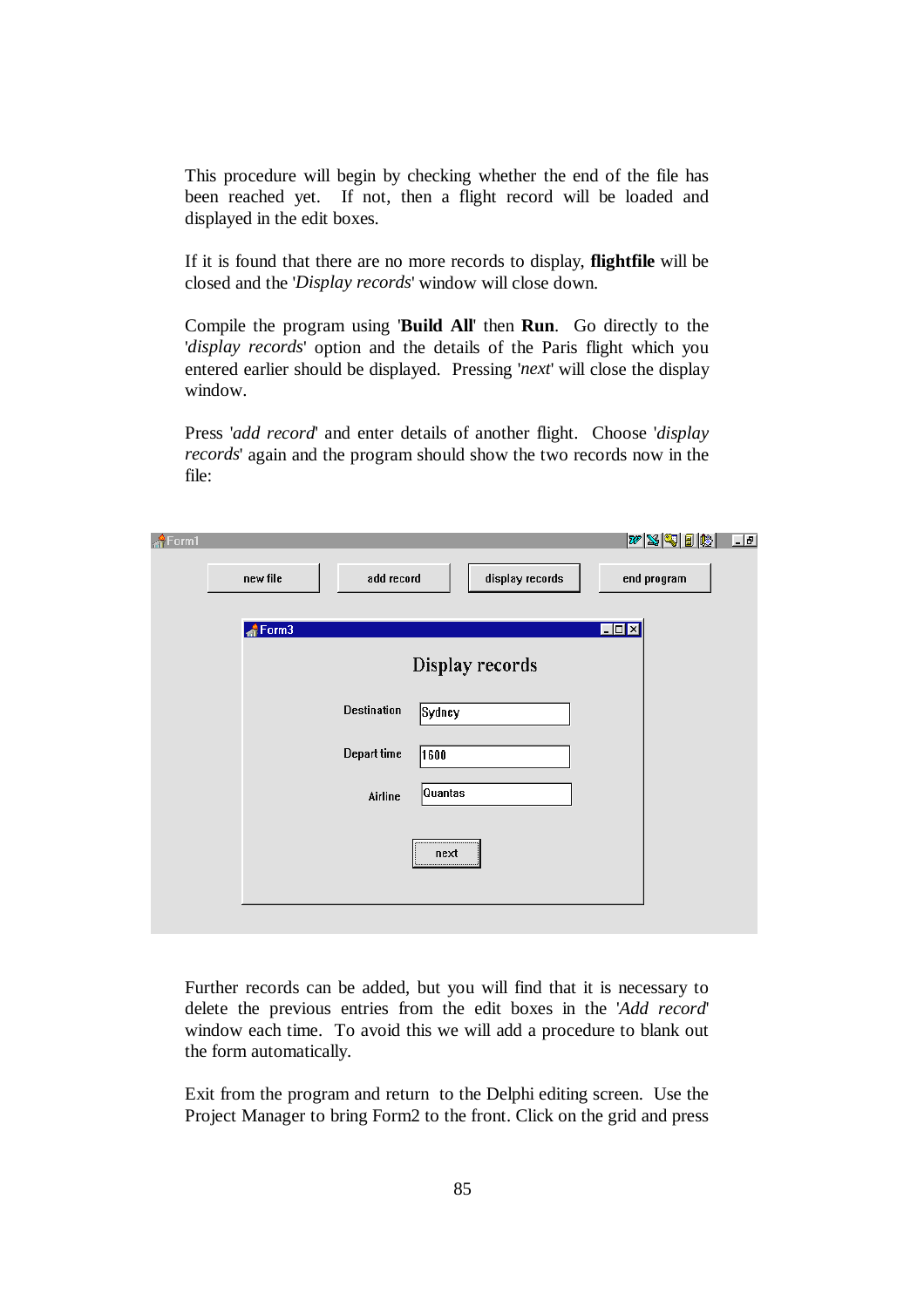This procedure will begin by checking whether the end of the file has been reached yet. If not, then a flight record will be loaded and displayed in the edit boxes.

If it is found that there are no more records to display, **flightfile** will be closed and the '*Display records*' window will close down.

Compile the program using '**Build All**' then **Run**. Go directly to the '*display records*' option and the details of the Paris flight which you entered earlier should be displayed. Pressing '*next*' will close the display window.

Press '*add record*' and enter details of another flight. Choose '*display records*' again and the program should show the two records now in the file:

Further records can be added, but you will find that it is necessary to delete the previous entries from the edit boxes in the '*Add record*' window each time. To avoid this we will add a procedure to blank out the form automatically.

Exit from the program and return to the Delphi editing screen. Use the Project Manager to bring Form2 to the front. Click on the grid and press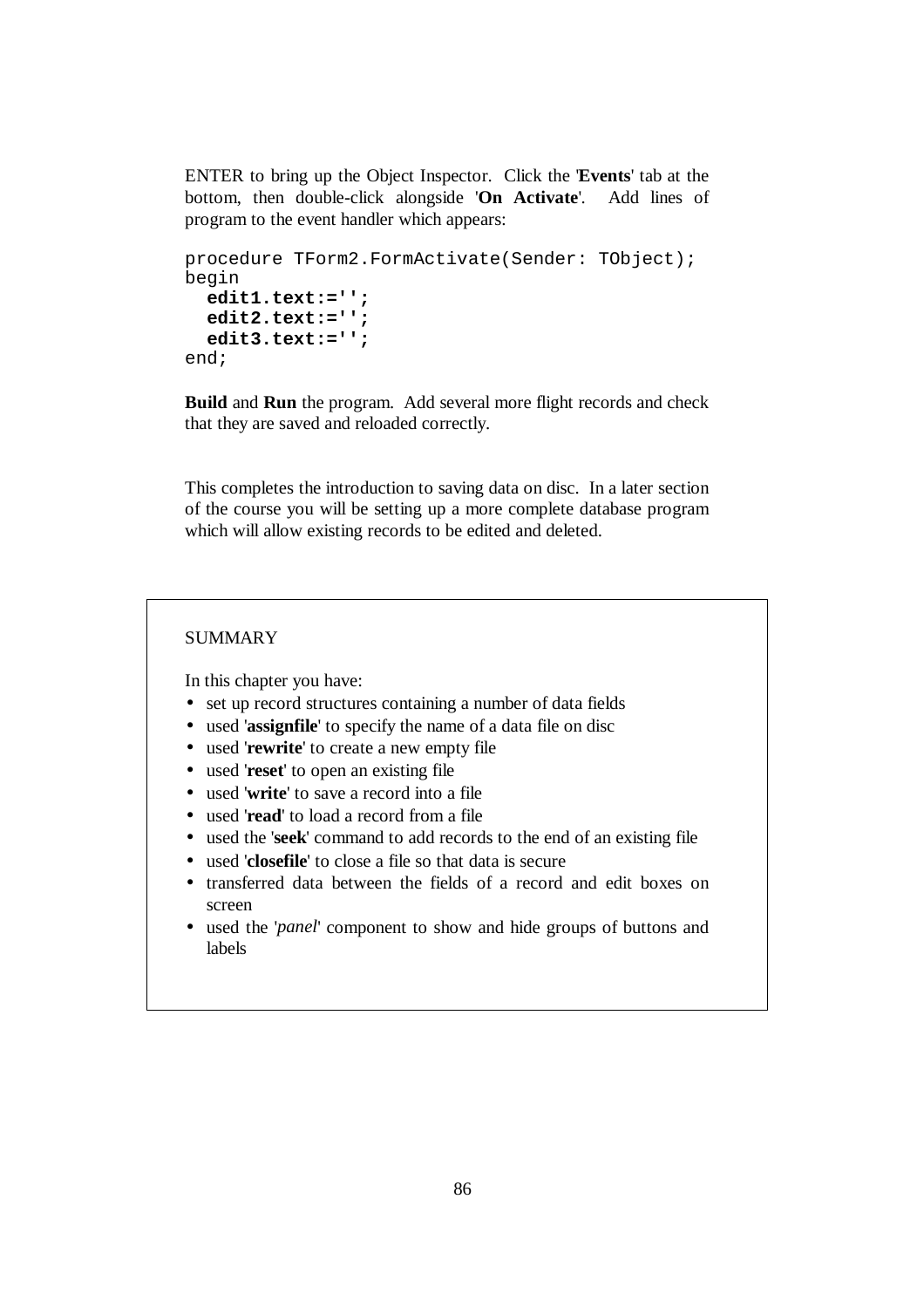ENTER to bring up the Object Inspector. Click the '**Events**' tab at the bottom, then double-click alongside '**On Activate**'. Add lines of program to the event handler which appears:

```
procedure TForm2.FormActivate(Sender: TObject);
begin
  edit1.text:='';
  edit2.text:='';
  edit3.text:='';
end;
```

**Build** and **Run** the program. Add several more flight records and check that they are saved and reloaded correctly.

This completes the introduction to saving data on disc. In a later section of the course you will be setting up a more complete database program which will allow existing records to be edited and deleted.

SUMMARY

In this chapter you have:

- set up record structures containing a number of data fields
- used '**assignfile**' to specify the name of a data file on disc
- used '**rewrite**' to create a new empty file
- used '**reset**' to open an existing file
- used '**write**' to save a record into a file
- used '**read**' to load a record from a file
- used the '**seek**' command to add records to the end of an existing file
- used '**closefile**' to close a file so that data is secure
- transferred data between the fields of a record and edit boxes on screen
- used the '*panel*' component to show and hide groups of buttons and labels